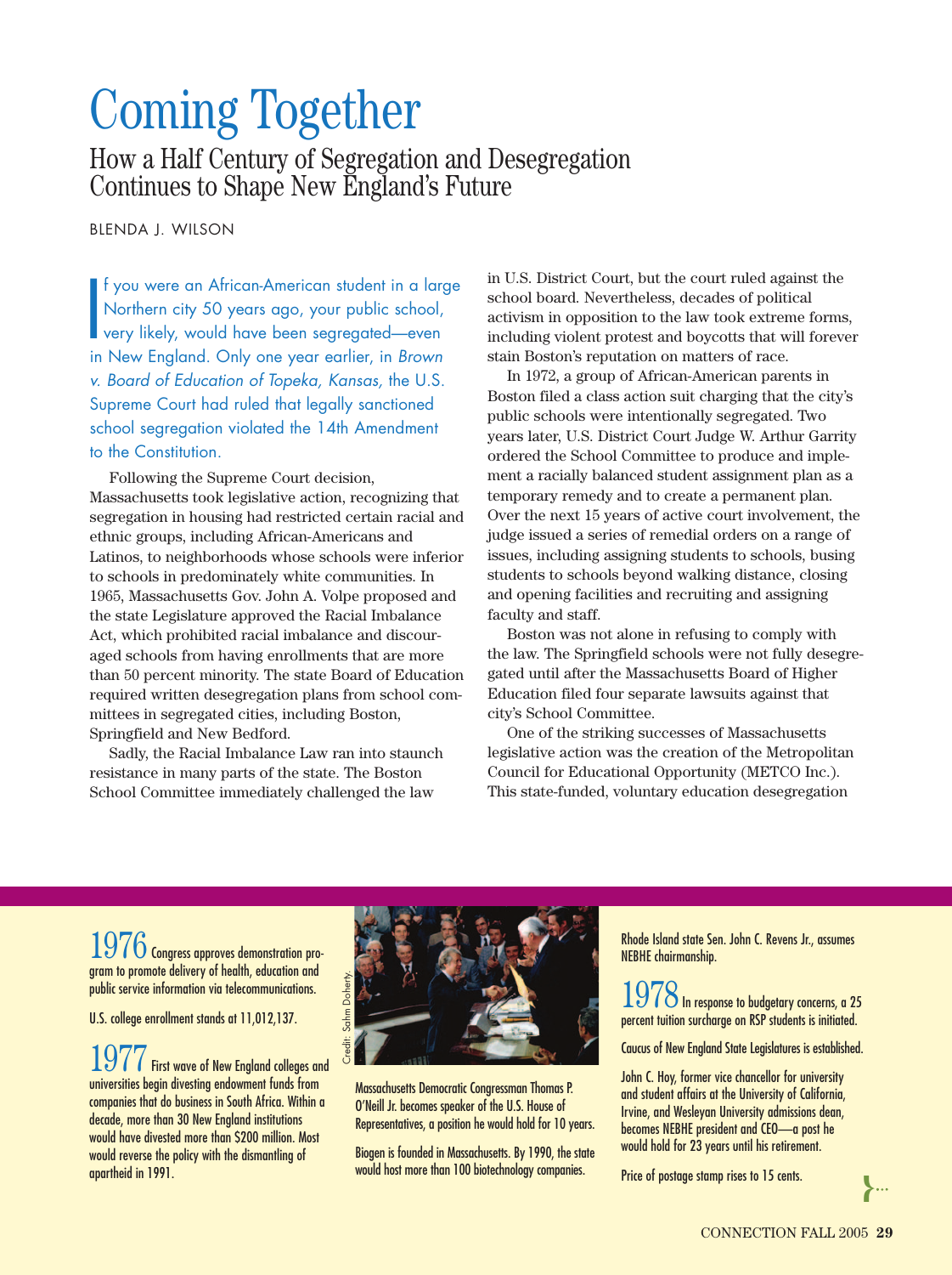# Coming Together

## How a Half Century of Segregation and Desegregation Continues to Shape New England's Future

BLENDA J. WILSON

If you were an African-American student in a large Northern city 50 years ago, your public school, very likely, would have been segregated—even in New England. Only one year earlier, in *Brown v. Board of Education of Topeka, Kansas,* the U.S. Supreme Court had ruled that legally sanctioned school segregation violated the 14th Amendment to the Constitution.

Following the Supreme Court decision, Massachusetts took legislative action, recognizing that segregation in housing had restricted certain racial and ethnic groups, including African-Americans and Latinos, to neighborhoods whose schools were inferior to schools in predominately white communities. In 1965, Massachusetts Gov. John A. Volpe proposed and the state Legislature approved the Racial Imbalance Act, which prohibited racial imbalance and discouraged schools from having enrollments that are more than 50 percent minority. The state Board of Education required written desegregation plans from school committees in segregated cities, including Boston, Springfield and New Bedford.

Sadly, the Racial Imbalance Law ran into staunch resistance in many parts of the state. The Boston School Committee immediately challenged the law in U.S. District Court, but the court ruled against the school board. Nevertheless, decades of political activism in opposition to the law took extreme forms, including violent protest and boycotts that will forever stain Boston's reputation on matters of race.

In 1972, a group of African-American parents in Boston filed a class action suit charging that the city's public schools were intentionally segregated. Two years later, U.S. District Court Judge W. Arthur Garrity ordered the School Committee to produce and implement a racially balanced student assignment plan as a temporary remedy and to create a permanent plan. Over the next 15 years of active court involvement, the judge issued a series of remedial orders on a range of issues, including assigning students to schools, busing students to schools beyond walking distance, closing and opening facilities and recruiting and assigning faculty and staff.

Boston was not alone in refusing to comply with the law. The Springfield schools were not fully desegregated until after the Massachusetts Board of Higher Education filed four separate lawsuits against that city's School Committee.

One of the striking successes of Massachusetts legislative action was the creation of the Metropolitan Council for Educational Opportunity (METCO Inc.). This state-funded, voluntary education desegregation

---

**1976** Congress approves demonstration program to promote delivery of health, education and public service information via telecommunications.

U.S. college enrollment stands at 11,012,137.

**1977** First wave of New England colleges and universities begin divesting endowment funds from companies that do business in South Africa. Within a decade, more than 30 New England institutions would have divested more than $200 million. Most would reverse the policy with the dismantling of apartheid in 1991.

Credit: Sahm Doherty.

Massachusetts Democratic Congressman Thomas P. O'Neill Jr. becomes speaker of the U.S. House of Representatives, a position he would hold for 10 years.

Biogen is founded in Massachusetts. By 1990, the state would host more than 100 biotechnology companies.

Rhode Island state Sen. John C. Revens Jr., assumes NEBHE chairmanship.

**1978** In response to budgetary concerns, a 25 percent tuition surcharge on RSP students is initiated.

Caucus of New England State Legislatures is established.

John C. Hoy, former vice chancellor for university and student affairs at the University of California, Irvine, and Wesleyan University admissions dean, becomes NEBHE president and CEO—a post he would hold for 23 years until his retirement.

Price of postage stamp rises to 15 cents.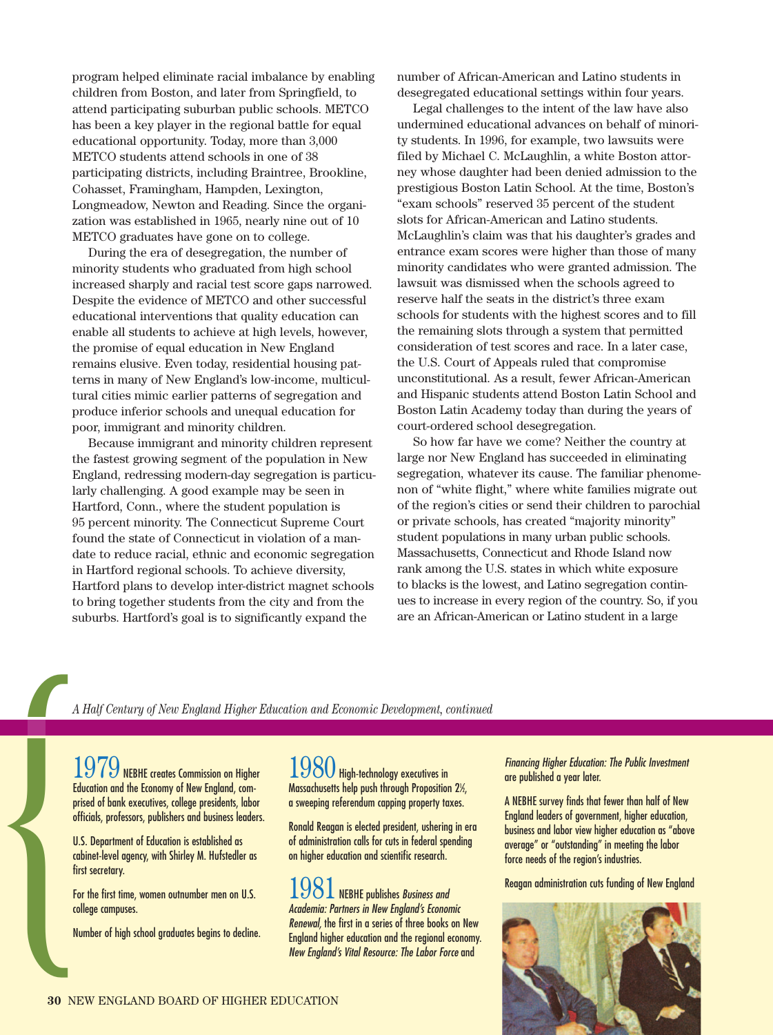program helped eliminate racial imbalance by enabling children from Boston, and later from Springfield, to attend participating suburban public schools. METCO has been a key player in the regional battle for equal educational opportunity. Today, more than 3,000 METCO students attend schools in one of 38 participating districts, including Braintree, Brookline, Cohasset, Framingham, Hampden, Lexington, Longmeadow, Newton and Reading. Since the organization was established in 1965, nearly nine out of 10 METCO graduates have gone on to college.

During the era of desegregation, the number of minority students who graduated from high school increased sharply and racial test score gaps narrowed. Despite the evidence of METCO and other successful educational interventions that quality education can enable all students to achieve at high levels, however, the promise of equal education in New England remains elusive. Even today, residential housing patterns in many of New England's low-income, multicultural cities mimic earlier patterns of segregation and produce inferior schools and unequal education for poor, immigrant and minority children.

Because immigrant and minority children represent the fastest growing segment of the population in New England, redressing modern-day segregation is particularly challenging. A good example may be seen in Hartford, Conn., where the student population is 95 percent minority. The Connecticut Supreme Court found the state of Connecticut in violation of a mandate to reduce racial, ethnic and economic segregation in Hartford regional schools. To achieve diversity, Hartford plans to develop inter-district magnet schools to bring together students from the city and from the suburbs. Hartford's goal is to significantly expand the number of African-American and Latino students in desegregated educational settings within four years.

Legal challenges to the intent of the law have also undermined educational advances on behalf of minority students. In 1996, for example, two lawsuits were filed by Michael C. McLaughlin, a white Boston attorney whose daughter had been denied admission to the prestigious Boston Latin School. At the time, Boston's "exam schools" reserved 35 percent of the student slots for African-American and Latino students. McLaughlin's claim was that his daughter's grades and entrance exam scores were higher than those of many minority candidates who were granted admission. The lawsuit was dismissed when the schools agreed to reserve half the seats in the district's three exam schools for students with the highest scores and to fill the remaining slots through a system that permitted consideration of test scores and race. In a later case, the U.S. Court of Appeals ruled that compromise unconstitutional. As a result, fewer African-American and Hispanic students attend Boston Latin School and Boston Latin Academy today than during the years of court-ordered school desegregation.

So how far have we come? Neither the country at large nor New England has succeeded in eliminating segregation, whatever its cause. The familiar phenomenon of "white flight," where white families migrate out of the region's cities or send their children to parochial or private schools, has created "majority minority" student populations in many urban public schools. Massachusetts, Connecticut and Rhode Island now rank among the U.S. states in which white exposure to blacks is the lowest, and Latino segregation continues to increase in every region of the country. So, if you are an African-American or Latino student in a large

*A Half Century of New England Higher Education and Economic Development, continued*

**1979** NEBHE creates Commission on Higher Education and the Economy of New England, comprised of bank executives, college presidents, labor officials, professors, publishers and business leaders.

U.S. Department of Education is established as cabinet-level agency, with Shirley M. Hufstedler as first secretary.

For the first time, women outnumber men on U.S. college campuses.

Number of high school graduates begins to decline.

**1980** High-technology executives in Massachusetts help push through Proposition 2½, a sweeping referendum capping property taxes.

Ronald Reagan is elected president, ushering in era of administration calls for cuts in federal spending on higher education and scientific research.

**1981** NEBHE publishes *Business and Academia: Partners in New England's Economic Renewal*, the first in a series of three books on New England higher education and the regional economy. *New England's Vital Resource: The Labor Force* and *Financing Higher Education: The Public Investment* are published a year later.

A NEBHE survey finds that fewer than half of New England leaders of government, higher education, business and labor view higher education as "above average" or "outstanding" in meeting the labor force needs of the region's industries.

Reagan administration cuts funding of New England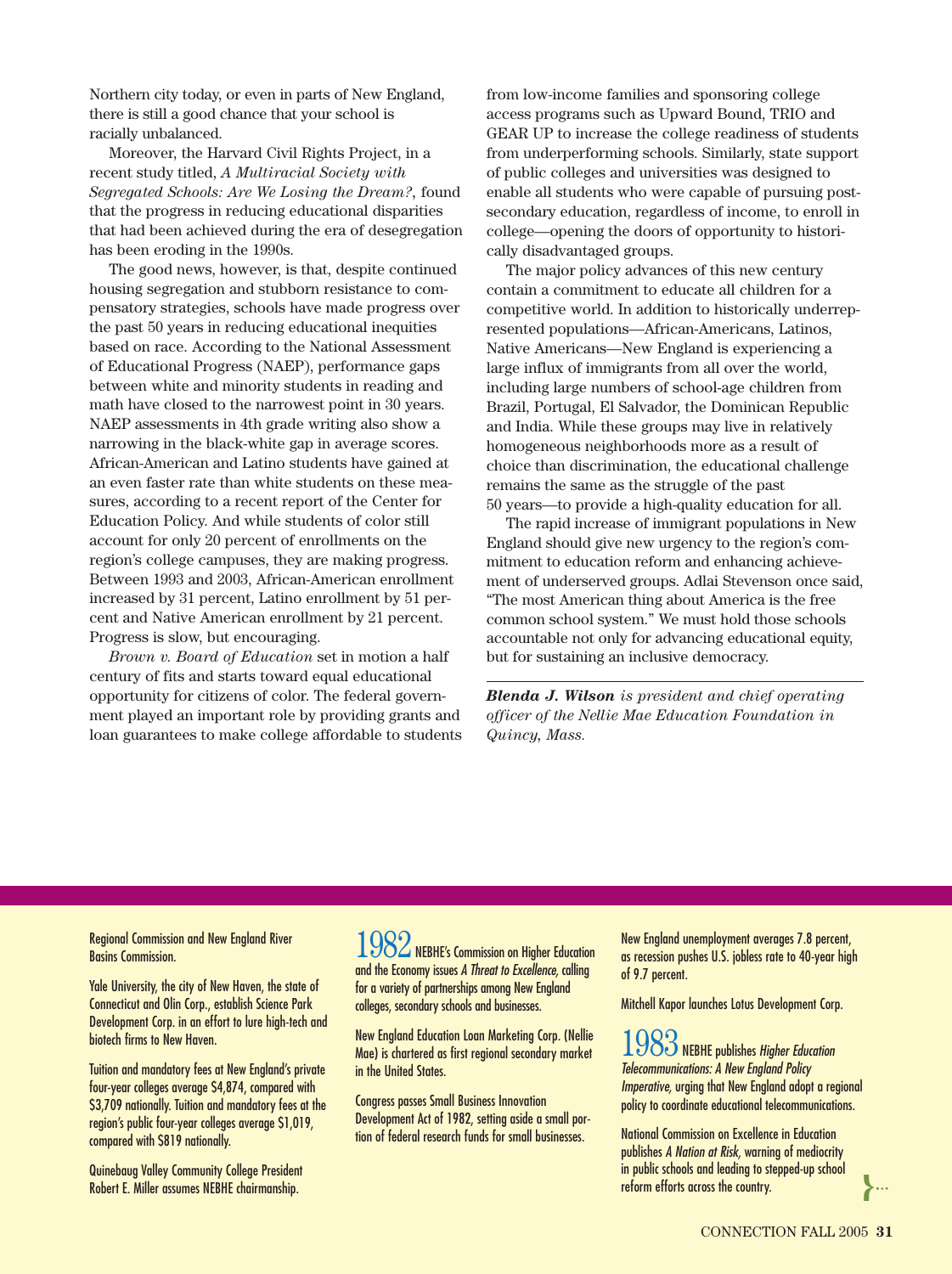Northern city today, or even in parts of New England, there is still a good chance that your school is racially unbalanced.

Moreover, the Harvard Civil Rights Project, in a recent study titled, *A Multiracial Society with Segregated Schools: Are We Losing the Dream?*, found that the progress in reducing educational disparities that had been achieved during the era of desegregation has been eroding in the 1990s.

The good news, however, is that, despite continued housing segregation and stubborn resistance to compensatory strategies, schools have made progress over the past 50 years in reducing educational inequities based on race. According to the National Assessment of Educational Progress (NAEP), performance gaps between white and minority students in reading and math have closed to the narrowest point in 30 years. NAEP assessments in 4th grade writing also show a narrowing in the black-white gap in average scores. African-American and Latino students have gained at an even faster rate than white students on these measures, according to a recent report of the Center for Education Policy. And while students of color still account for only 20 percent of enrollments on the region's college campuses, they are making progress. Between 1993 and 2003, African-American enrollment increased by 31 percent, Latino enrollment by 51 percent and Native American enrollment by 21 percent. Progress is slow, but encouraging.

*Brown v. Board of Education* set in motion a half century of fits and starts toward equal educational opportunity for citizens of color. The federal government played an important role by providing grants and loan guarantees to make college affordable to students from low-income families and sponsoring college access programs such as Upward Bound, TRIO and GEAR UP to increase the college readiness of students from underperforming schools. Similarly, state support of public colleges and universities was designed to enable all students who were capable of pursuing post-secondary education, regardless of income, to enroll in college—opening the doors of opportunity to historically disadvantaged groups.

The major policy advances of this new century contain a commitment to educate all children for a competitive world. In addition to historically underrepresented populations—African-Americans, Latinos, Native Americans—New England is experiencing a large influx of immigrants from all over the world, including large numbers of school-age children from Brazil, Portugal, El Salvador, the Dominican Republic and India. While these groups may live in relatively homogeneous neighborhoods more as a result of choice than discrimination, the educational challenge remains the same as the struggle of the past 50 years—to provide a high-quality education for all.

The rapid increase of immigrant populations in New England should give new urgency to the region's commitment to education reform and enhancing achievement of underserved groups. Adlai Stevenson once said, "The most American thing about America is the free common school system." We must hold those schools accountable not only for advancing educational equity, but for sustaining an inclusive democracy.

***Blenda J. Wilson*** *is president and chief operating officer of the Nellie Mae Education Foundation in Quincy, Mass.*

---

Regional Commission and New England River Basins Commission.

Yale University, the city of New Haven, the state of Connecticut and Olin Corp., establish Science Park Development Corp. in an effort to lure high-tech and biotech firms to New Haven.

Tuition and mandatory fees at New England's private four-year colleges average $4,874, compared with $3,709 nationally. Tuition and mandatory fees at the region's public four-year colleges average $1,019, compared with $819 nationally.

Quinebaug Valley Community College President Robert E. Miller assumes NEBHE chairmanship.

**1982** NEBHE's Commission on Higher Education and the Economy issues *A Threat to Excellence,* calling for a variety of partnerships among New England colleges, secondary schools and businesses.

New England Education Loan Marketing Corp. (Nellie Mae) is chartered as first regional secondary market in the United States.

Congress passes Small Business Innovation Development Act of 1982, setting aside a small portion of federal research funds for small businesses.

New England unemployment averages 7.8 percent, as recession pushes U.S. jobless rate to 40-year high of 9.7 percent.

Mitchell Kapor launches Lotus Development Corp.

**1983** NEBHE publishes *Higher Education Telecommunications: A New England Policy Imperative,* urging that New England adopt a regional policy to coordinate educational telecommunications.

National Commission on Excellence in Education publishes *A Nation at Risk,* warning of mediocrity in public schools and leading to stepped-up school reform efforts across the country.